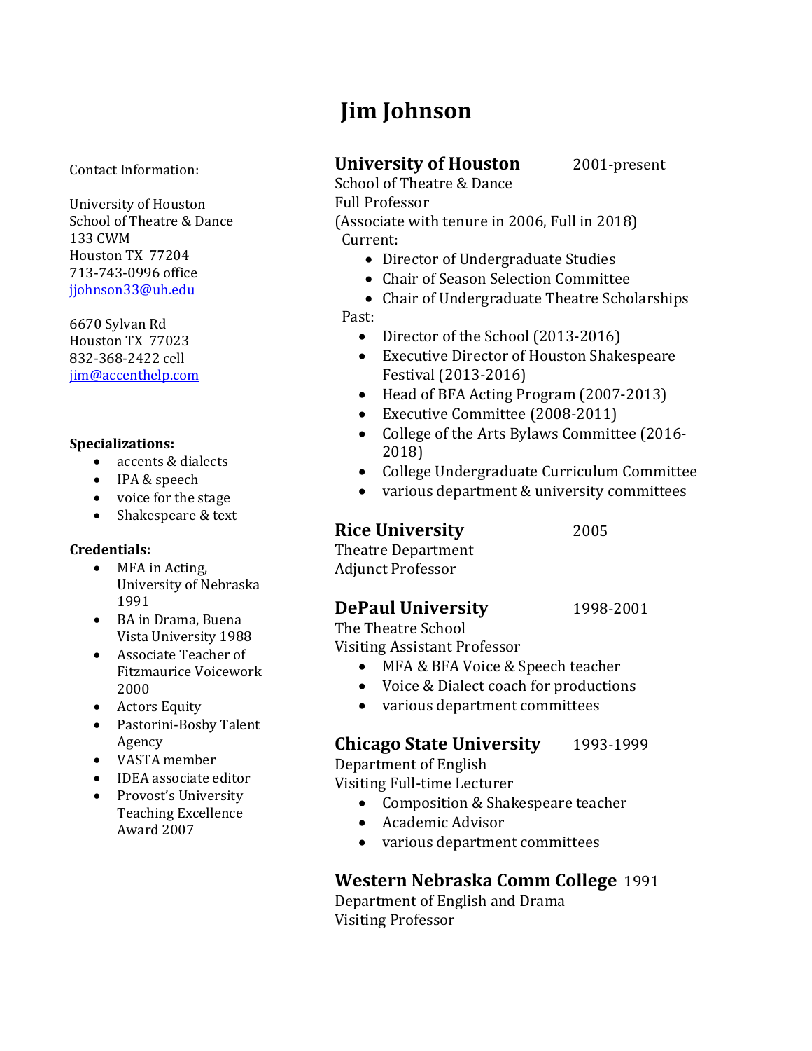# Jim Johnson

Contact Information:

University of Houston
School of Theatre & Dance
133 CWM
Houston TX 77204
713-743-0996 office
jjohnson33@uh.edu

6670 Sylvan Rd
Houston TX 77023
832-368-2422 cell
jim@accenthelp.com

**Specializations:**

- accents & dialects
- IPA & speech
- voice for the stage
- Shakespeare & text

**Credentials:**

- MFA in Acting, University of Nebraska 1991
- BA in Drama, Buena Vista University 1988
- Associate Teacher of Fitzmaurice Voicework 2000
- Actors Equity
- Pastorini-Bosby Talent Agency
- VASTA member
- IDEA associate editor
- Provost's University Teaching Excellence Award 2007

## University of Houston 2001-present

School of Theatre & Dance
Full Professor
(Associate with tenure in 2006, Full in 2018)

Current:

- Director of Undergraduate Studies
- Chair of Season Selection Committee
- Chair of Undergraduate Theatre Scholarships

Past:

- Director of the School (2013-2016)
- Executive Director of Houston Shakespeare Festival (2013-2016)
- Head of BFA Acting Program (2007-2013)
- Executive Committee (2008-2011)
- College of the Arts Bylaws Committee (2016-2018)
- College Undergraduate Curriculum Committee
- various department & university committees

## Rice University 2005

Theatre Department
Adjunct Professor

## DePaul University 1998-2001

The Theatre School
Visiting Assistant Professor

- MFA & BFA Voice & Speech teacher
- Voice & Dialect coach for productions
- various department committees

## Chicago State University 1993-1999

Department of English
Visiting Full-time Lecturer

- Composition & Shakespeare teacher
- Academic Advisor
- various department committees

## Western Nebraska Comm College 1991

Department of English and Drama
Visiting Professor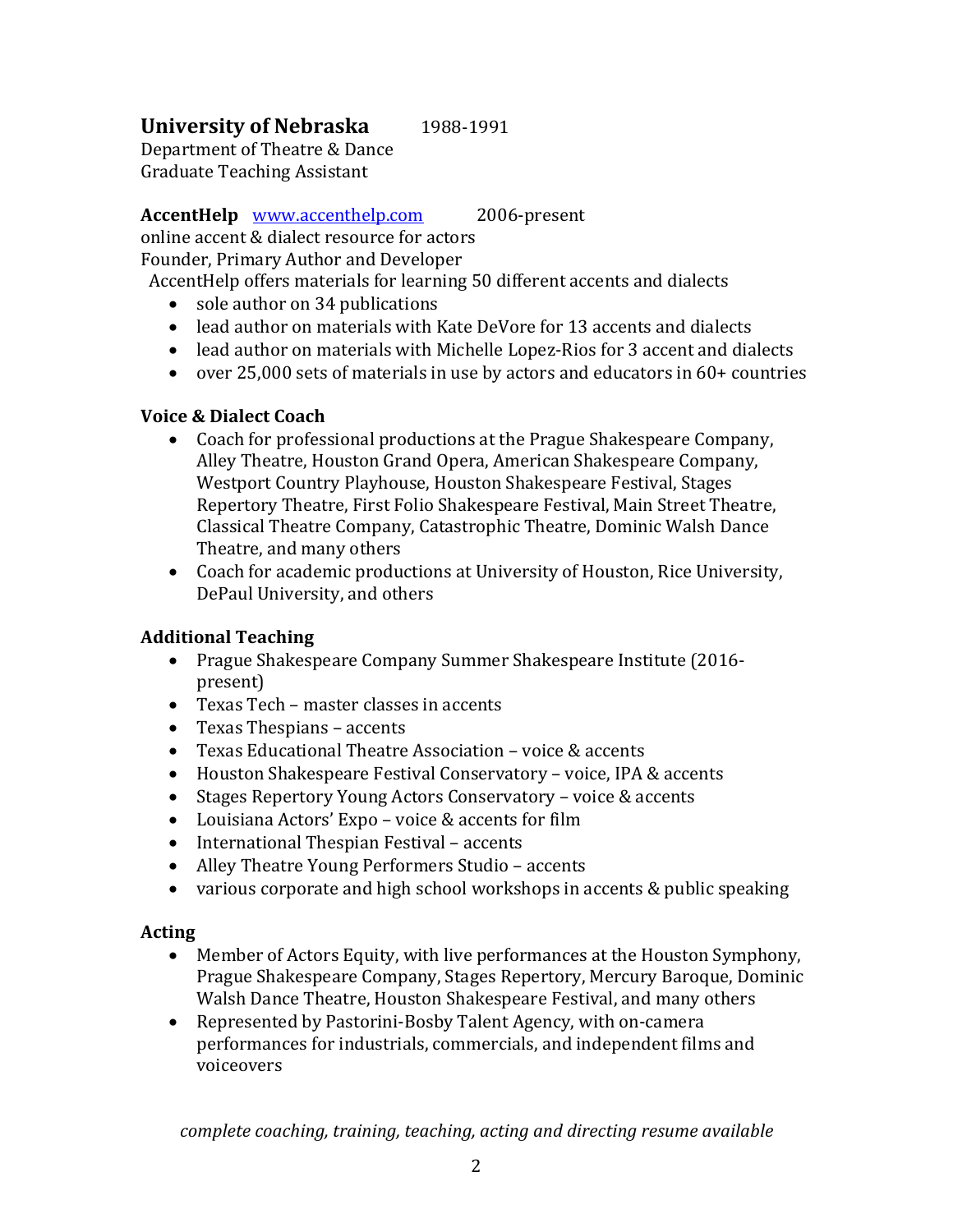**University of Nebraska** 1988-1991
Department of Theatre & Dance
Graduate Teaching Assistant

**AccentHelp** www.accenthelp.com 2006-present
online accent & dialect resource for actors
Founder, Primary Author and Developer
AccentHelp offers materials for learning 50 different accents and dialects

- sole author on 34 publications
- lead author on materials with Kate DeVore for 13 accents and dialects
- lead author on materials with Michelle Lopez-Rios for 3 accent and dialects
- over 25,000 sets of materials in use by actors and educators in 60+ countries

**Voice & Dialect Coach**

- Coach for professional productions at the Prague Shakespeare Company, Alley Theatre, Houston Grand Opera, American Shakespeare Company, Westport Country Playhouse, Houston Shakespeare Festival, Stages Repertory Theatre, First Folio Shakespeare Festival, Main Street Theatre, Classical Theatre Company, Catastrophic Theatre, Dominic Walsh Dance Theatre, and many others
- Coach for academic productions at University of Houston, Rice University, DePaul University, and others

**Additional Teaching**

- Prague Shakespeare Company Summer Shakespeare Institute (2016-present)
- Texas Tech – master classes in accents
- Texas Thespians – accents
- Texas Educational Theatre Association – voice & accents
- Houston Shakespeare Festival Conservatory – voice, IPA & accents
- Stages Repertory Young Actors Conservatory – voice & accents
- Louisiana Actors' Expo – voice & accents for film
- International Thespian Festival – accents
- Alley Theatre Young Performers Studio – accents
- various corporate and high school workshops in accents & public speaking

**Acting**

- Member of Actors Equity, with live performances at the Houston Symphony, Prague Shakespeare Company, Stages Repertory, Mercury Baroque, Dominic Walsh Dance Theatre, Houston Shakespeare Festival, and many others
- Represented by Pastorini-Bosby Talent Agency, with on-camera performances for industrials, commercials, and independent films and voiceovers

*complete coaching, training, teaching, acting and directing resume available*